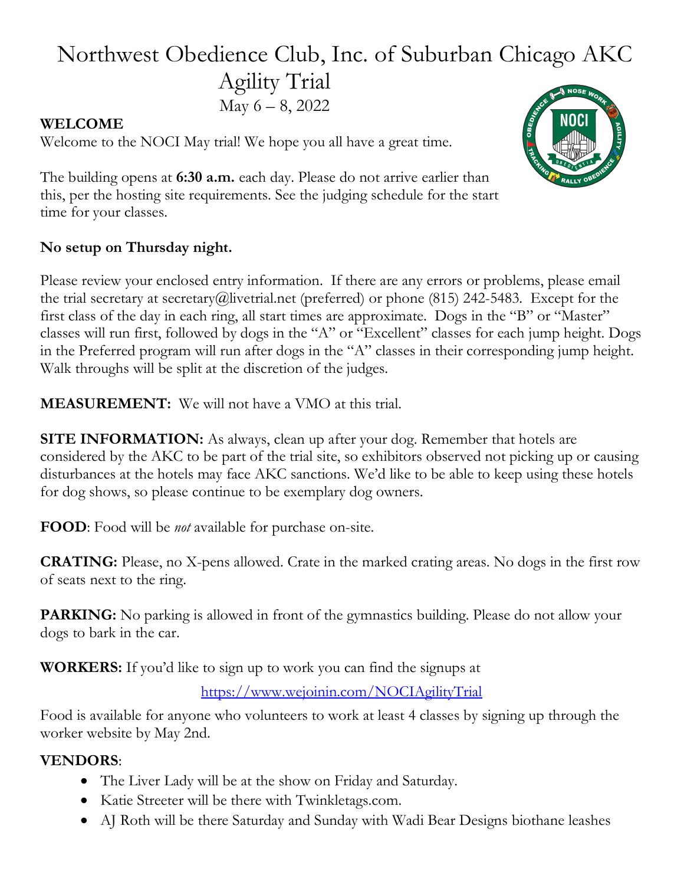# Northwest Obedience Club, Inc. of Suburban Chicago AKC Agility Trial

May 6 – 8, 2022

**WELCOME**

Welcome to the NOCI May trial! We hope you all have a great time.

The building opens at **6:30 a.m.** each day. Please do not arrive earlier than this, per the hosting site requirements. See the judging schedule for the start time for your classes.

**No setup on Thursday night.**

Please review your enclosed entry information. If there are any errors or problems, please email the trial secretary at secretary@livetrial.net (preferred) or phone (815) 242-5483. Except for the first class of the day in each ring, all start times are approximate. Dogs in the "B" or "Master" classes will run first, followed by dogs in the "A" or "Excellent" classes for each jump height. Dogs in the Preferred program will run after dogs in the "A" classes in their corresponding jump height. Walk throughs will be split at the discretion of the judges.

**MEASUREMENT:** We will not have a VMO at this trial.

**SITE INFORMATION:** As always, clean up after your dog. Remember that hotels are considered by the AKC to be part of the trial site, so exhibitors observed not picking up or causing disturbances at the hotels may face AKC sanctions. We'd like to be able to keep using these hotels for dog shows, so please continue to be exemplary dog owners.

**FOOD**: Food will be *not* available for purchase on-site.

**CRATING:** Please, no X-pens allowed. Crate in the marked crating areas. No dogs in the first row of seats next to the ring.

**PARKING:** No parking is allowed in front of the gymnastics building. Please do not allow your dogs to bark in the car.

**WORKERS:** If you'd like to sign up to work you can find the signups at

https://www.wejoinin.com/NOCIAgilityTrial

Food is available for anyone who volunteers to work at least 4 classes by signing up through the worker website by May 2nd.

**VENDORS**:

- The Liver Lady will be at the show on Friday and Saturday.
- Katie Streeter will be there with Twinkletags.com.
- AJ Roth will be there Saturday and Sunday with Wadi Bear Designs biothane leashes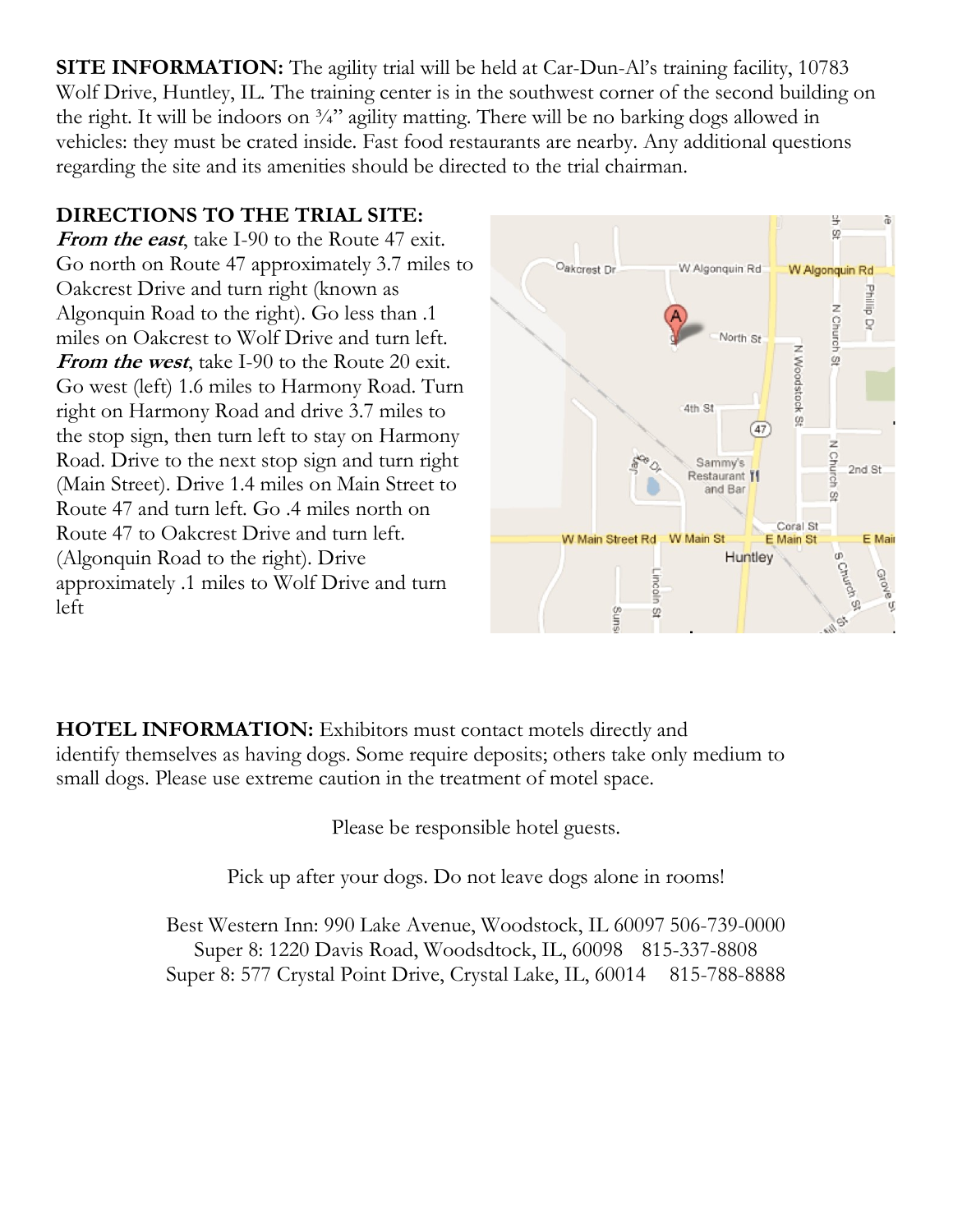**SITE INFORMATION:** The agility trial will be held at Car-Dun-Al's training facility, 10783 Wolf Drive, Huntley, IL. The training center is in the southwest corner of the second building on the right. It will be indoors on ¾" agility matting. There will be no barking dogs allowed in vehicles: they must be crated inside. Fast food restaurants are nearby. Any additional questions regarding the site and its amenities should be directed to the trial chairman.

**DIRECTIONS TO THE TRIAL SITE:**

***From the east***, take I-90 to the Route 47 exit. Go north on Route 47 approximately 3.7 miles to Oakcrest Drive and turn right (known as Algonquin Road to the right). Go less than .1 miles on Oakcrest to Wolf Drive and turn left.

***From the west***, take I-90 to the Route 20 exit. Go west (left) 1.6 miles to Harmony Road. Turn right on Harmony Road and drive 3.7 miles to the stop sign, then turn left to stay on Harmony Road. Drive to the next stop sign and turn right (Main Street). Drive 1.4 miles on Main Street to Route 47 and turn left. Go .4 miles north on Route 47 to Oakcrest Drive and turn left. (Algonquin Road to the right). Drive approximately .1 miles to Wolf Drive and turn left

**HOTEL INFORMATION:** Exhibitors must contact motels directly and identify themselves as having dogs. Some require deposits; others take only medium to small dogs. Please use extreme caution in the treatment of motel space.

Please be responsible hotel guests.

Pick up after your dogs. Do not leave dogs alone in rooms!

Best Western Inn: 990 Lake Avenue, Woodstock, IL 60097 506-739-0000
Super 8: 1220 Davis Road, Woodsdtock, IL, 60098 815-337-8808
Super 8: 577 Crystal Point Drive, Crystal Lake, IL, 60014 815-788-8888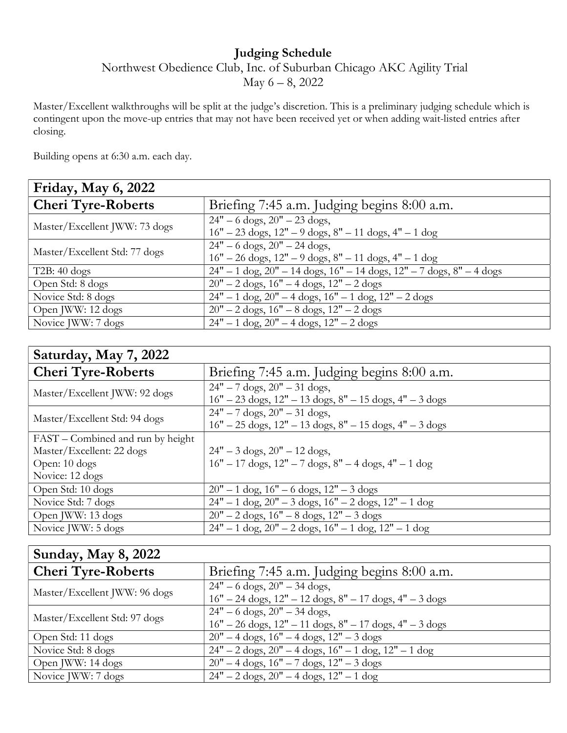# Judging Schedule

Northwest Obedience Club, Inc. of Suburban Chicago AKC Agility Trial
May 6 – 8, 2022

Master/Excellent walkthroughs will be split at the judge's discretion. This is a preliminary judging schedule which is contingent upon the move-up entries that may not have been received yet or when adding wait-listed entries after closing.

Building opens at 6:30 a.m. each day.

| Friday, May 6, 2022 | |
|---|---|
| **Cheri Tyre-Roberts** | Briefing 7:45 a.m. Judging begins 8:00 a.m. |
| Master/Excellent JWW: 73 dogs | 24" – 6 dogs, 20" – 23 dogs,<br>16" – 23 dogs, 12" – 9 dogs, 8" – 11 dogs, 4" – 1 dog |
| Master/Excellent Std: 77 dogs | 24" – 6 dogs, 20" – 24 dogs,<br>16" – 26 dogs, 12" – 9 dogs, 8" – 11 dogs, 4" – 1 dog |
| T2B: 40 dogs | 24" – 1 dog, 20" – 14 dogs, 16" – 14 dogs, 12" – 7 dogs, 8" – 4 dogs |
| Open Std: 8 dogs | 20" – 2 dogs, 16" – 4 dogs, 12" – 2 dogs |
| Novice Std: 8 dogs | 24" – 1 dog, 20" – 4 dogs, 16" – 1 dog, 12" – 2 dogs |
| Open JWW: 12 dogs | 20" – 2 dogs, 16" – 8 dogs, 12" – 2 dogs |
| Novice JWW: 7 dogs | 24" – 1 dog, 20" – 4 dogs, 12" – 2 dogs |

| Saturday, May 7, 2022 | |
|---|---|
| **Cheri Tyre-Roberts** | Briefing 7:45 a.m. Judging begins 8:00 a.m. |
| Master/Excellent JWW: 92 dogs | 24" – 7 dogs, 20" – 31 dogs,<br>16" – 23 dogs, 12" – 13 dogs, 8" – 15 dogs, 4" – 3 dogs |
| Master/Excellent Std: 94 dogs | 24" – 7 dogs, 20" – 31 dogs,<br>16" – 25 dogs, 12" – 13 dogs, 8" – 15 dogs, 4" – 3 dogs |
| FAST – Combined and run by height<br>Master/Excellent: 22 dogs<br>Open: 10 dogs<br>Novice: 12 dogs | 24" – 3 dogs, 20" – 12 dogs,<br>16" – 17 dogs, 12" – 7 dogs, 8" – 4 dogs, 4" – 1 dog |
| Open Std: 10 dogs | 20" – 1 dog, 16" – 6 dogs, 12" – 3 dogs |
| Novice Std: 7 dogs | 24" – 1 dog, 20" – 3 dogs, 16" – 2 dogs, 12" – 1 dog |
| Open JWW: 13 dogs | 20" – 2 dogs, 16" – 8 dogs, 12" – 3 dogs |
| Novice JWW: 5 dogs | 24" – 1 dog, 20" – 2 dogs, 16" – 1 dog, 12" – 1 dog |

| Sunday, May 8, 2022 | |
|---|---|
| **Cheri Tyre-Roberts** | Briefing 7:45 a.m. Judging begins 8:00 a.m. |
| Master/Excellent JWW: 96 dogs | 24" – 6 dogs, 20" – 34 dogs,<br>16" – 24 dogs, 12" – 12 dogs, 8" – 17 dogs, 4" – 3 dogs |
| Master/Excellent Std: 97 dogs | 24" – 6 dogs, 20" – 34 dogs,<br>16" – 26 dogs, 12" – 11 dogs, 8" – 17 dogs, 4" – 3 dogs |
| Open Std: 11 dogs | 20" – 4 dogs, 16" – 4 dogs, 12" – 3 dogs |
| Novice Std: 8 dogs | 24" – 2 dogs, 20" – 4 dogs, 16" – 1 dog, 12" – 1 dog |
| Open JWW: 14 dogs | 20" – 4 dogs, 16" – 7 dogs, 12" – 3 dogs |
| Novice JWW: 7 dogs | 24" – 2 dogs, 20" – 4 dogs, 12" – 1 dog |